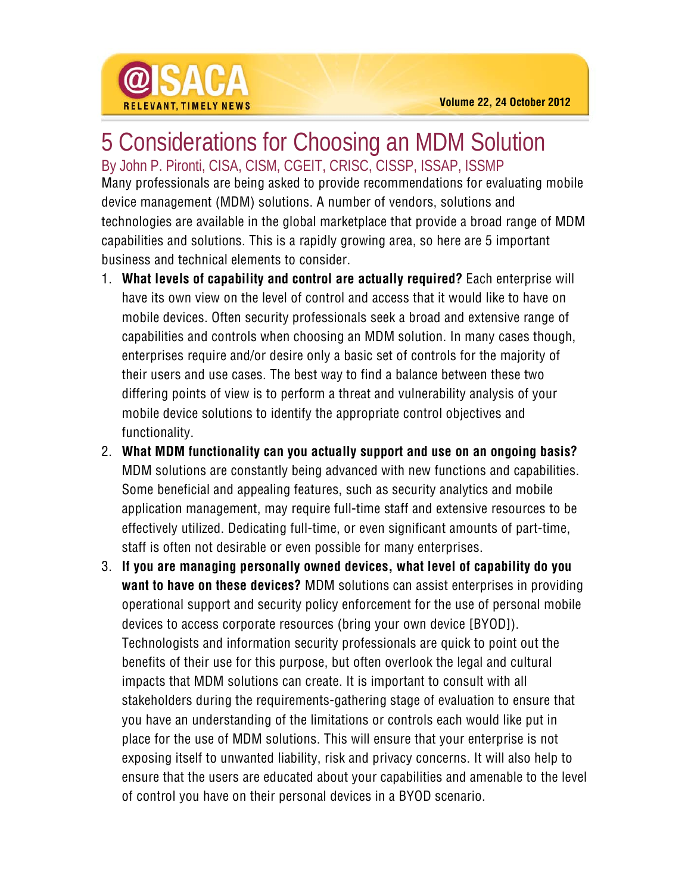# 5 Considerations for Choosing an MDM Solution

By John P. Pironti, CISA, CISM, CGEIT, CRISC, CISSP, ISSAP, ISSMP

Many professionals are being asked to provide recommendations for evaluating mobile device management (MDM) solutions. A number of vendors, solutions and technologies are available in the global marketplace that provide a broad range of MDM capabilities and solutions. This is a rapidly growing area, so here are 5 important business and technical elements to consider.

1. **What levels of capability and control are actually required?** Each enterprise will have its own view on the level of control and access that it would like to have on mobile devices. Often security professionals seek a broad and extensive range of capabilities and controls when choosing an MDM solution. In many cases though, enterprises require and/or desire only a basic set of controls for the majority of their users and use cases. The best way to find a balance between these two differing points of view is to perform a threat and vulnerability analysis of your mobile device solutions to identify the appropriate control objectives and functionality.
2. **What MDM functionality can you actually support and use on an ongoing basis?** MDM solutions are constantly being advanced with new functions and capabilities. Some beneficial and appealing features, such as security analytics and mobile application management, may require full-time staff and extensive resources to be effectively utilized. Dedicating full-time, or even significant amounts of part-time, staff is often not desirable or even possible for many enterprises.
3. **If you are managing personally owned devices, what level of capability do you want to have on these devices?** MDM solutions can assist enterprises in providing operational support and security policy enforcement for the use of personal mobile devices to access corporate resources (bring your own device [BYOD]). Technologists and information security professionals are quick to point out the benefits of their use for this purpose, but often overlook the legal and cultural impacts that MDM solutions can create. It is important to consult with all stakeholders during the requirements-gathering stage of evaluation to ensure that you have an understanding of the limitations or controls each would like put in place for the use of MDM solutions. This will ensure that your enterprise is not exposing itself to unwanted liability, risk and privacy concerns. It will also help to ensure that the users are educated about your capabilities and amenable to the level of control you have on their personal devices in a BYOD scenario.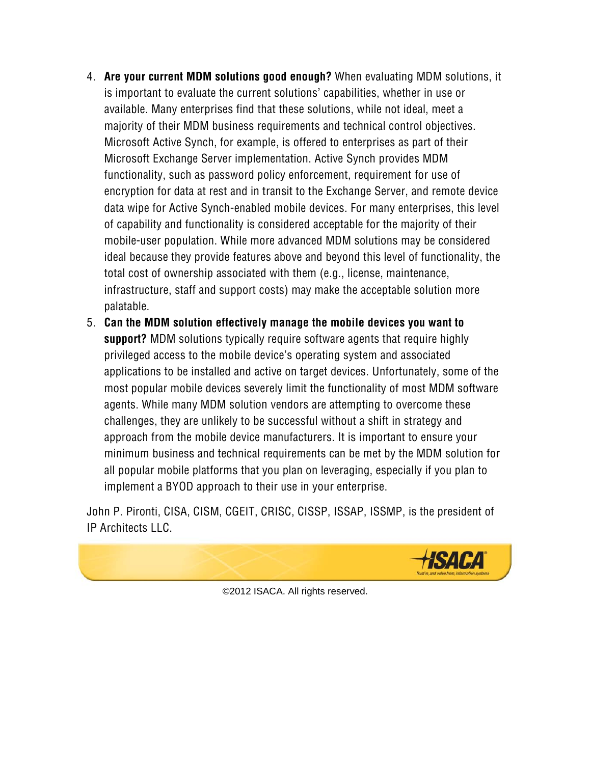4. **Are your current MDM solutions good enough?** When evaluating MDM solutions, it is important to evaluate the current solutions' capabilities, whether in use or available. Many enterprises find that these solutions, while not ideal, meet a majority of their MDM business requirements and technical control objectives. Microsoft Active Synch, for example, is offered to enterprises as part of their Microsoft Exchange Server implementation. Active Synch provides MDM functionality, such as password policy enforcement, requirement for use of encryption for data at rest and in transit to the Exchange Server, and remote device data wipe for Active Synch-enabled mobile devices. For many enterprises, this level of capability and functionality is considered acceptable for the majority of their mobile-user population. While more advanced MDM solutions may be considered ideal because they provide features above and beyond this level of functionality, the total cost of ownership associated with them (e.g., license, maintenance, infrastructure, staff and support costs) may make the acceptable solution more palatable.
5. **Can the MDM solution effectively manage the mobile devices you want to support?** MDM solutions typically require software agents that require highly privileged access to the mobile device's operating system and associated applications to be installed and active on target devices. Unfortunately, some of the most popular mobile devices severely limit the functionality of most MDM software agents. While many MDM solution vendors are attempting to overcome these challenges, they are unlikely to be successful without a shift in strategy and approach from the mobile device manufacturers. It is important to ensure your minimum business and technical requirements can be met by the MDM solution for all popular mobile platforms that you plan on leveraging, especially if you plan to implement a BYOD approach to their use in your enterprise.

John P. Pironti, CISA, CISM, CGEIT, CRISC, CISSP, ISSAP, ISSMP, is the president of IP Architects LLC.

ISACA
Trust in, and value from, information systems

©2012 ISACA. All rights reserved.